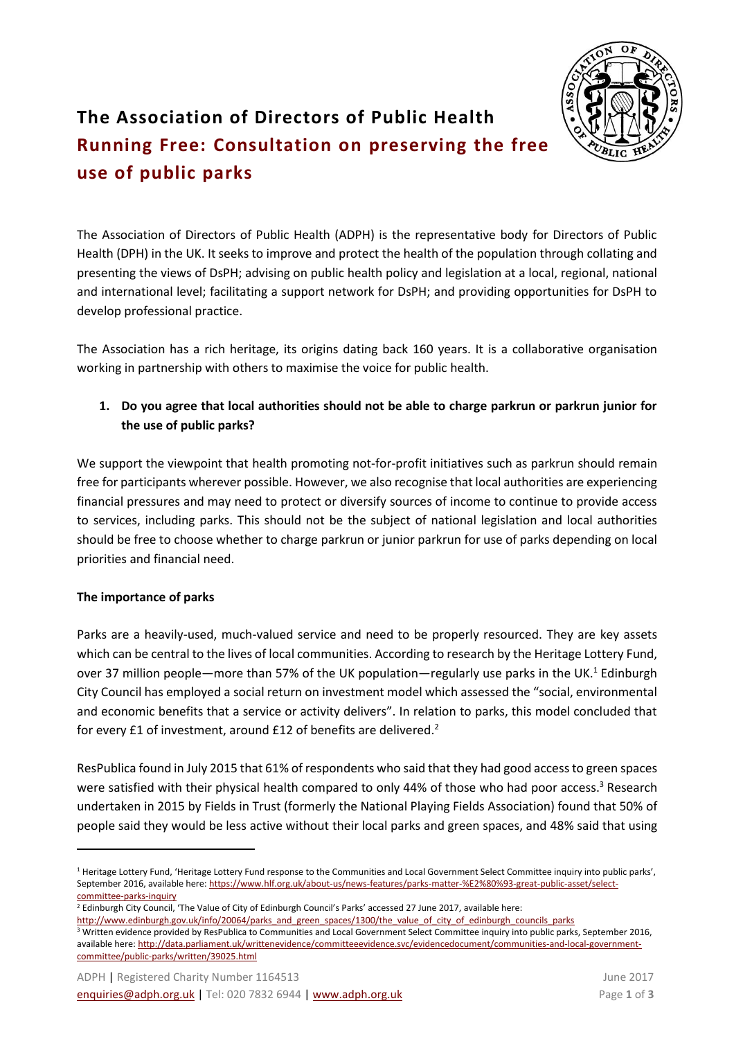# The Association of Directors of Public Health

## Running Free: Consultation on preserving the free use of public parks

The Association of Directors of Public Health (ADPH) is the representative body for Directors of Public Health (DPH) in the UK. It seeks to improve and protect the health of the population through collating and presenting the views of DsPH; advising on public health policy and legislation at a local, regional, national and international level; facilitating a support network for DsPH; and providing opportunities for DsPH to develop professional practice.

The Association has a rich heritage, its origins dating back 160 years. It is a collaborative organisation working in partnership with others to maximise the voice for public health.

1. **Do you agree that local authorities should not be able to charge parkrun or parkrun junior for the use of public parks?**

We support the viewpoint that health promoting not-for-profit initiatives such as parkrun should remain free for participants wherever possible. However, we also recognise that local authorities are experiencing financial pressures and may need to protect or diversify sources of income to continue to provide access to services, including parks. This should not be the subject of national legislation and local authorities should be free to choose whether to charge parkrun or junior parkrun for use of parks depending on local priorities and financial need.

**The importance of parks**

Parks are a heavily-used, much-valued service and need to be properly resourced. They are key assets which can be central to the lives of local communities. According to research by the Heritage Lottery Fund, over 37 million people—more than 57% of the UK population—regularly use parks in the UK.[1] Edinburgh City Council has employed a social return on investment model which assessed the "social, environmental and economic benefits that a service or activity delivers". In relation to parks, this model concluded that for every £1 of investment, around £12 of benefits are delivered.[2]

ResPublica found in July 2015 that 61% of respondents who said that they had good access to green spaces were satisfied with their physical health compared to only 44% of those who had poor access.[3] Research undertaken in 2015 by Fields in Trust (formerly the National Playing Fields Association) found that 50% of people said they would be less active without their local parks and green spaces, and 48% said that using

---

[1] Heritage Lottery Fund, 'Heritage Lottery Fund response to the Communities and Local Government Select Committee inquiry into public parks', September 2016, available here: https://www.hlf.org.uk/about-us/news-features/parks-matter-%E2%80%93-great-public-asset/select-committee-parks-inquiry

[2] Edinburgh City Council, 'The Value of City of Edinburgh Council's Parks' accessed 27 June 2017, available here: http://www.edinburgh.gov.uk/info/20064/parks_and_green_spaces/1300/the_value_of_city_of_edinburgh_councils_parks

[3] Written evidence provided by ResPublica to Communities and Local Government Select Committee inquiry into public parks, September 2016, available here: http://data.parliament.uk/writtenevidence/committeeevidence.svc/evidencedocument/communities-and-local-government-committee/public-parks/written/39025.html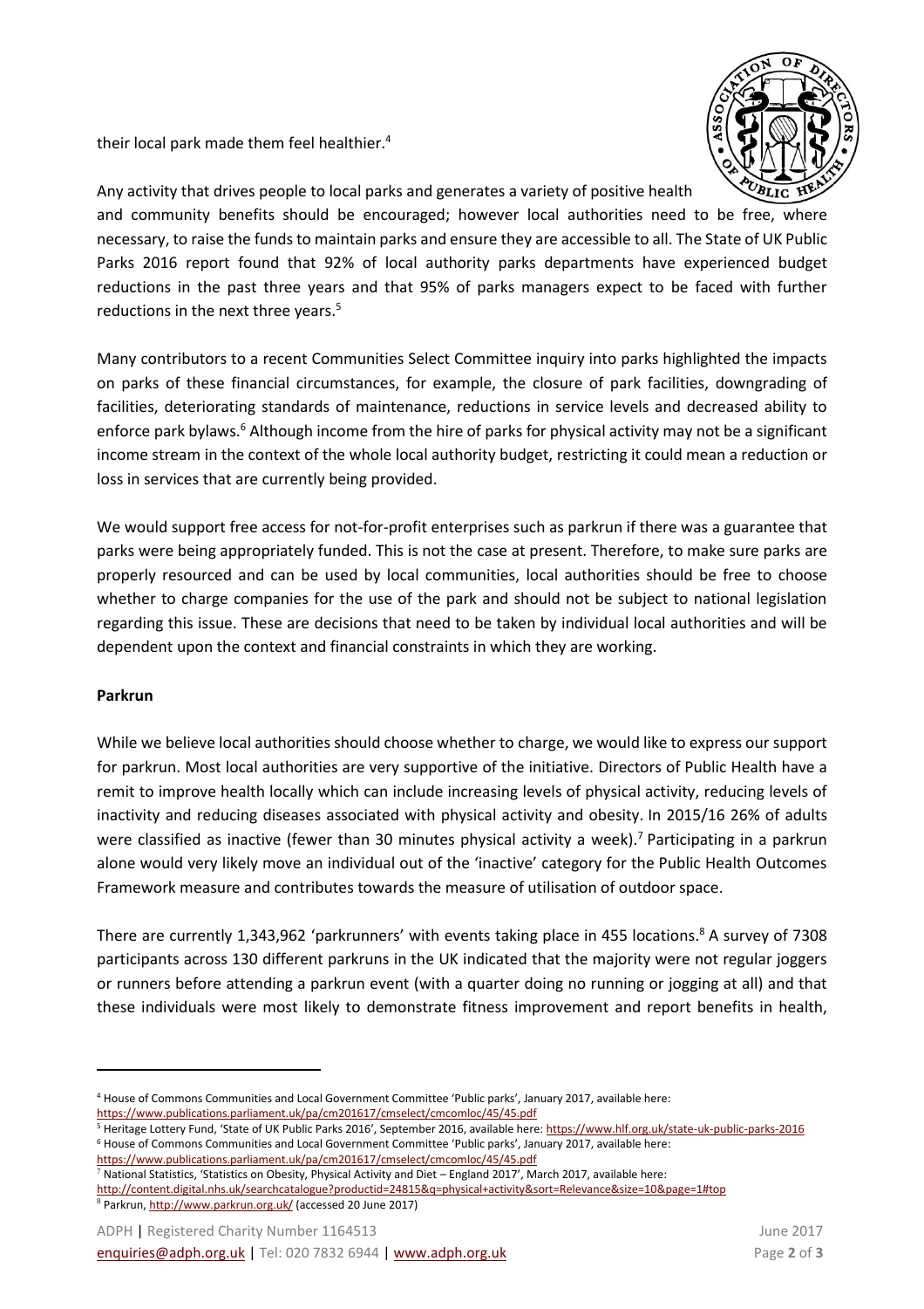their local park made them feel healthier.[4]

Any activity that drives people to local parks and generates a variety of positive health and community benefits should be encouraged; however local authorities need to be free, where necessary, to raise the funds to maintain parks and ensure they are accessible to all. The State of UK Public Parks 2016 report found that 92% of local authority parks departments have experienced budget reductions in the past three years and that 95% of parks managers expect to be faced with further reductions in the next three years.[5]

Many contributors to a recent Communities Select Committee inquiry into parks highlighted the impacts on parks of these financial circumstances, for example, the closure of park facilities, downgrading of facilities, deteriorating standards of maintenance, reductions in service levels and decreased ability to enforce park bylaws.[6] Although income from the hire of parks for physical activity may not be a significant income stream in the context of the whole local authority budget, restricting it could mean a reduction or loss in services that are currently being provided.

We would support free access for not-for-profit enterprises such as parkrun if there was a guarantee that parks were being appropriately funded. This is not the case at present. Therefore, to make sure parks are properly resourced and can be used by local communities, local authorities should be free to choose whether to charge companies for the use of the park and should not be subject to national legislation regarding this issue. These are decisions that need to be taken by individual local authorities and will be dependent upon the context and financial constraints in which they are working.

**Parkrun**

While we believe local authorities should choose whether to charge, we would like to express our support for parkrun. Most local authorities are very supportive of the initiative. Directors of Public Health have a remit to improve health locally which can include increasing levels of physical activity, reducing levels of inactivity and reducing diseases associated with physical activity and obesity. In 2015/16 26% of adults were classified as inactive (fewer than 30 minutes physical activity a week).[7] Participating in a parkrun alone would very likely move an individual out of the 'inactive' category for the Public Health Outcomes Framework measure and contributes towards the measure of utilisation of outdoor space.

There are currently 1,343,962 'parkrunners' with events taking place in 455 locations.[8] A survey of 7308 participants across 130 different parkruns in the UK indicated that the majority were not regular joggers or runners before attending a parkrun event (with a quarter doing no running or jogging at all) and that these individuals were most likely to demonstrate fitness improvement and report benefits in health,

---

[4] House of Commons Communities and Local Government Committee 'Public parks', January 2017, available here: https://www.publications.parliament.uk/pa/cm201617/cmselect/cmcomloc/45/45.pdf

[5] Heritage Lottery Fund, 'State of UK Public Parks 2016', September 2016, available here: https://www.hlf.org.uk/state-uk-public-parks-2016

[6] House of Commons Communities and Local Government Committee 'Public parks', January 2017, available here: https://www.publications.parliament.uk/pa/cm201617/cmselect/cmcomloc/45/45.pdf

[7] National Statistics, 'Statistics on Obesity, Physical Activity and Diet – England 2017', March 2017, available here: http://content.digital.nhs.uk/searchcatalogue?productid=24815&q=physical+activity&sort=Relevance&size=10&page=1#top

[8] Parkrun, http://www.parkrun.org.uk/ (accessed 20 June 2017)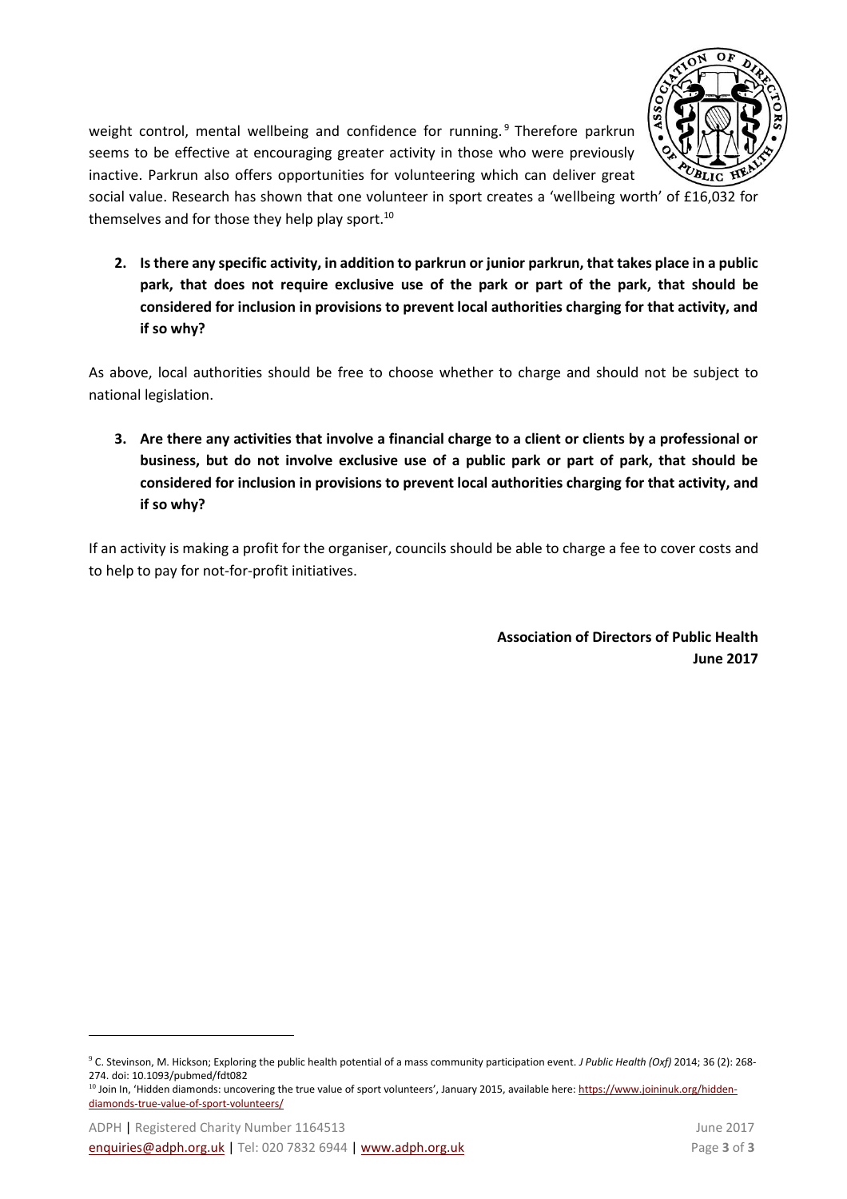weight control, mental wellbeing and confidence for running.[9] Therefore parkrun seems to be effective at encouraging greater activity in those who were previously inactive. Parkrun also offers opportunities for volunteering which can deliver great social value. Research has shown that one volunteer in sport creates a 'wellbeing worth' of £16,032 for themselves and for those they help play sport.[10]

2. **Is there any specific activity, in addition to parkrun or junior parkrun, that takes place in a public park, that does not require exclusive use of the park or part of the park, that should be considered for inclusion in provisions to prevent local authorities charging for that activity, and if so why?**

As above, local authorities should be free to choose whether to charge and should not be subject to national legislation.

3. **Are there any activities that involve a financial charge to a client or clients by a professional or business, but do not involve exclusive use of a public park or part of park, that should be considered for inclusion in provisions to prevent local authorities charging for that activity, and if so why?**

If an activity is making a profit for the organiser, councils should be able to charge a fee to cover costs and to help to pay for not-for-profit initiatives.

**Association of Directors of Public Health**
**June 2017**

---

[9] C. Stevinson, M. Hickson; Exploring the public health potential of a mass community participation event. *J Public Health (Oxf)* 2014; 36 (2): 268-274. doi: 10.1093/pubmed/fdt082

[10] Join In, 'Hidden diamonds: uncovering the true value of sport volunteers', January 2015, available here: https://www.joininuk.org/hidden-diamonds-true-value-of-sport-volunteers/

ADPH | Registered Charity Number 1164513
enquiries@adph.org.uk | Tel: 020 7832 6944 | www.adph.org.uk